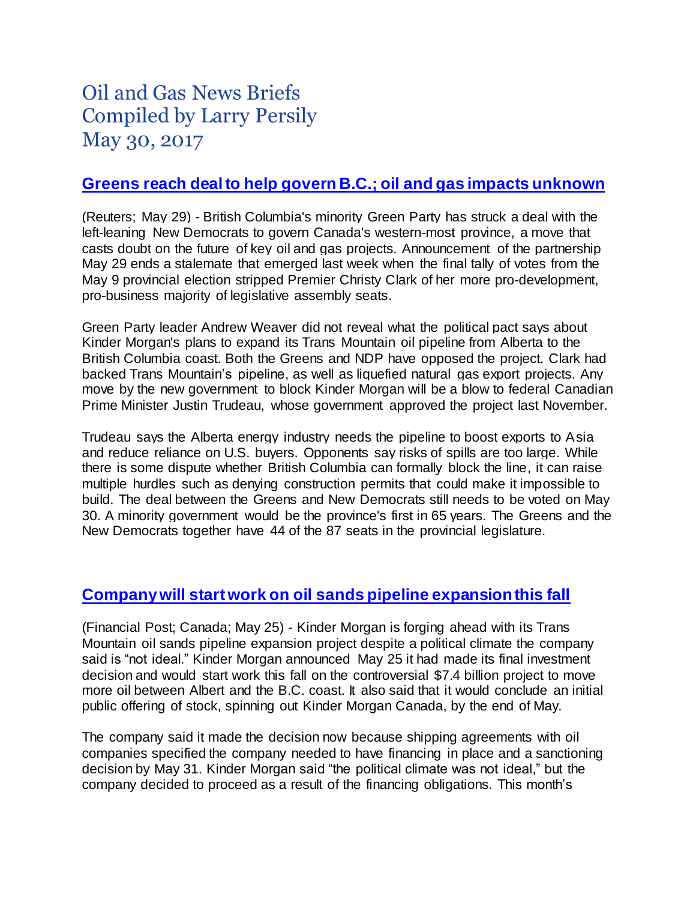# Oil and Gas News Briefs
# Compiled by Larry Persily
# May 30, 2017

## Greens reach deal to help govern B.C.; oil and gas impacts unknown

(Reuters; May 29) - British Columbia's minority Green Party has struck a deal with the left-leaning New Democrats to govern Canada's western-most province, a move that casts doubt on the future of key oil and gas projects. Announcement of the partnership May 29 ends a stalemate that emerged last week when the final tally of votes from the May 9 provincial election stripped Premier Christy Clark of her more pro-development, pro-business majority of legislative assembly seats.

Green Party leader Andrew Weaver did not reveal what the political pact says about Kinder Morgan's plans to expand its Trans Mountain oil pipeline from Alberta to the British Columbia coast. Both the Greens and NDP have opposed the project. Clark had backed Trans Mountain's pipeline, as well as liquefied natural gas export projects. Any move by the new government to block Kinder Morgan will be a blow to federal Canadian Prime Minister Justin Trudeau, whose government approved the project last November.

Trudeau says the Alberta energy industry needs the pipeline to boost exports to Asia and reduce reliance on U.S. buyers. Opponents say risks of spills are too large. While there is some dispute whether British Columbia can formally block the line, it can raise multiple hurdles such as denying construction permits that could make it impossible to build. The deal between the Greens and New Democrats still needs to be voted on May 30. A minority government would be the province's first in 65 years. The Greens and the New Democrats together have 44 of the 87 seats in the provincial legislature.

## Company will start work on oil sands pipeline expansion this fall

(Financial Post; Canada; May 25) - Kinder Morgan is forging ahead with its Trans Mountain oil sands pipeline expansion project despite a political climate the company said is "not ideal." Kinder Morgan announced May 25 it had made its final investment decision and would start work this fall on the controversial $7.4 billion project to move more oil between Albert and the B.C. coast. It also said that it would conclude an initial public offering of stock, spinning out Kinder Morgan Canada, by the end of May.

The company said it made the decision now because shipping agreements with oil companies specified the company needed to have financing in place and a sanctioning decision by May 31. Kinder Morgan said "the political climate was not ideal," but the company decided to proceed as a result of the financing obligations. This month's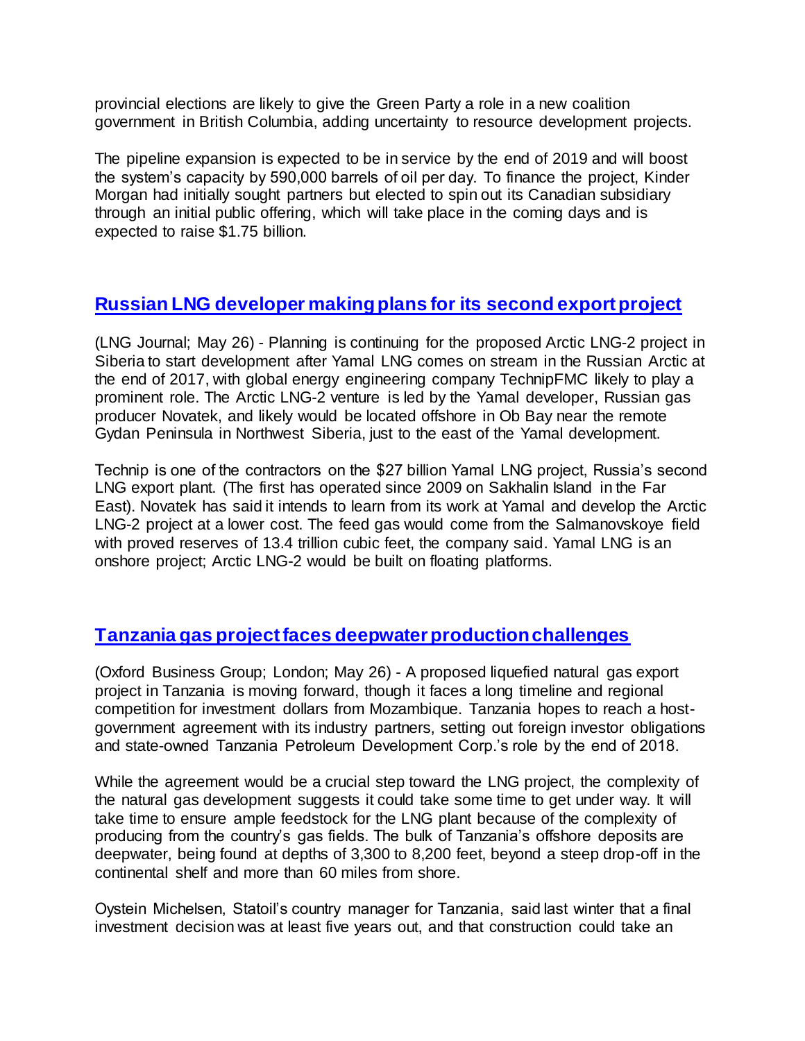provincial elections are likely to give the Green Party a role in a new coalition government in British Columbia, adding uncertainty to resource development projects.

The pipeline expansion is expected to be in service by the end of 2019 and will boost the system's capacity by 590,000 barrels of oil per day. To finance the project, Kinder Morgan had initially sought partners but elected to spin out its Canadian subsidiary through an initial public offering, which will take place in the coming days and is expected to raise $1.75 billion.

## Russian LNG developer making plans for its second export project

(LNG Journal; May 26) - Planning is continuing for the proposed Arctic LNG-2 project in Siberia to start development after Yamal LNG comes on stream in the Russian Arctic at the end of 2017, with global energy engineering company TechnipFMC likely to play a prominent role. The Arctic LNG-2 venture is led by the Yamal developer, Russian gas producer Novatek, and likely would be located offshore in Ob Bay near the remote Gydan Peninsula in Northwest Siberia, just to the east of the Yamal development.

Technip is one of the contractors on the $27 billion Yamal LNG project, Russia's second LNG export plant. (The first has operated since 2009 on Sakhalin Island in the Far East). Novatek has said it intends to learn from its work at Yamal and develop the Arctic LNG-2 project at a lower cost. The feed gas would come from the Salmanovskoye field with proved reserves of 13.4 trillion cubic feet, the company said. Yamal LNG is an onshore project; Arctic LNG-2 would be built on floating platforms.

## Tanzania gas project faces deepwater production challenges

(Oxford Business Group; London; May 26) - A proposed liquefied natural gas export project in Tanzania is moving forward, though it faces a long timeline and regional competition for investment dollars from Mozambique. Tanzania hopes to reach a host-government agreement with its industry partners, setting out foreign investor obligations and state-owned Tanzania Petroleum Development Corp.'s role by the end of 2018.

While the agreement would be a crucial step toward the LNG project, the complexity of the natural gas development suggests it could take some time to get under way. It will take time to ensure ample feedstock for the LNG plant because of the complexity of producing from the country's gas fields. The bulk of Tanzania's offshore deposits are deepwater, being found at depths of 3,300 to 8,200 feet, beyond a steep drop-off in the continental shelf and more than 60 miles from shore.

Oystein Michelsen, Statoil's country manager for Tanzania, said last winter that a final investment decision was at least five years out, and that construction could take an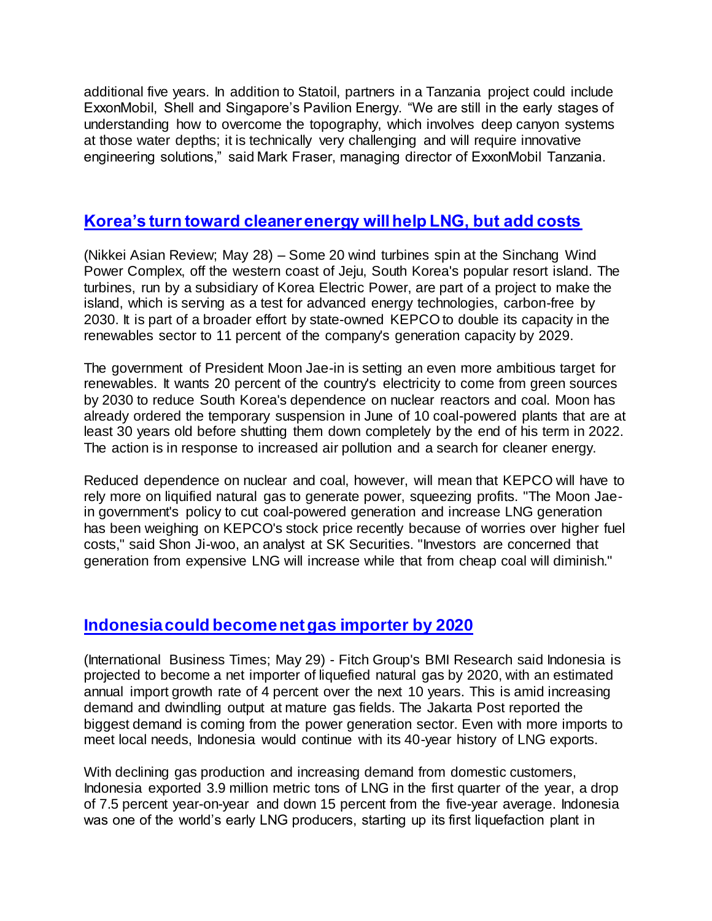additional five years. In addition to Statoil, partners in a Tanzania project could include ExxonMobil, Shell and Singapore's Pavilion Energy. "We are still in the early stages of understanding how to overcome the topography, which involves deep canyon systems at those water depths; it is technically very challenging and will require innovative engineering solutions," said Mark Fraser, managing director of ExxonMobil Tanzania.

## Korea's turn toward cleaner energy will help LNG, but add costs

(Nikkei Asian Review; May 28) – Some 20 wind turbines spin at the Sinchang Wind Power Complex, off the western coast of Jeju, South Korea's popular resort island. The turbines, run by a subsidiary of Korea Electric Power, are part of a project to make the island, which is serving as a test for advanced energy technologies, carbon-free by 2030. It is part of a broader effort by state-owned KEPCO to double its capacity in the renewables sector to 11 percent of the company's generation capacity by 2029.

The government of President Moon Jae-in is setting an even more ambitious target for renewables. It wants 20 percent of the country's electricity to come from green sources by 2030 to reduce South Korea's dependence on nuclear reactors and coal. Moon has already ordered the temporary suspension in June of 10 coal-powered plants that are at least 30 years old before shutting them down completely by the end of his term in 2022. The action is in response to increased air pollution and a search for cleaner energy.

Reduced dependence on nuclear and coal, however, will mean that KEPCO will have to rely more on liquified natural gas to generate power, squeezing profits. "The Moon Jae-in government's policy to cut coal-powered generation and increase LNG generation has been weighing on KEPCO's stock price recently because of worries over higher fuel costs," said Shon Ji-woo, an analyst at SK Securities. "Investors are concerned that generation from expensive LNG will increase while that from cheap coal will diminish."

## Indonesia could become net gas importer by 2020

(International Business Times; May 29) - Fitch Group's BMI Research said Indonesia is projected to become a net importer of liquefied natural gas by 2020, with an estimated annual import growth rate of 4 percent over the next 10 years. This is amid increasing demand and dwindling output at mature gas fields. The Jakarta Post reported the biggest demand is coming from the power generation sector. Even with more imports to meet local needs, Indonesia would continue with its 40-year history of LNG exports.

With declining gas production and increasing demand from domestic customers, Indonesia exported 3.9 million metric tons of LNG in the first quarter of the year, a drop of 7.5 percent year-on-year and down 15 percent from the five-year average. Indonesia was one of the world's early LNG producers, starting up its first liquefaction plant in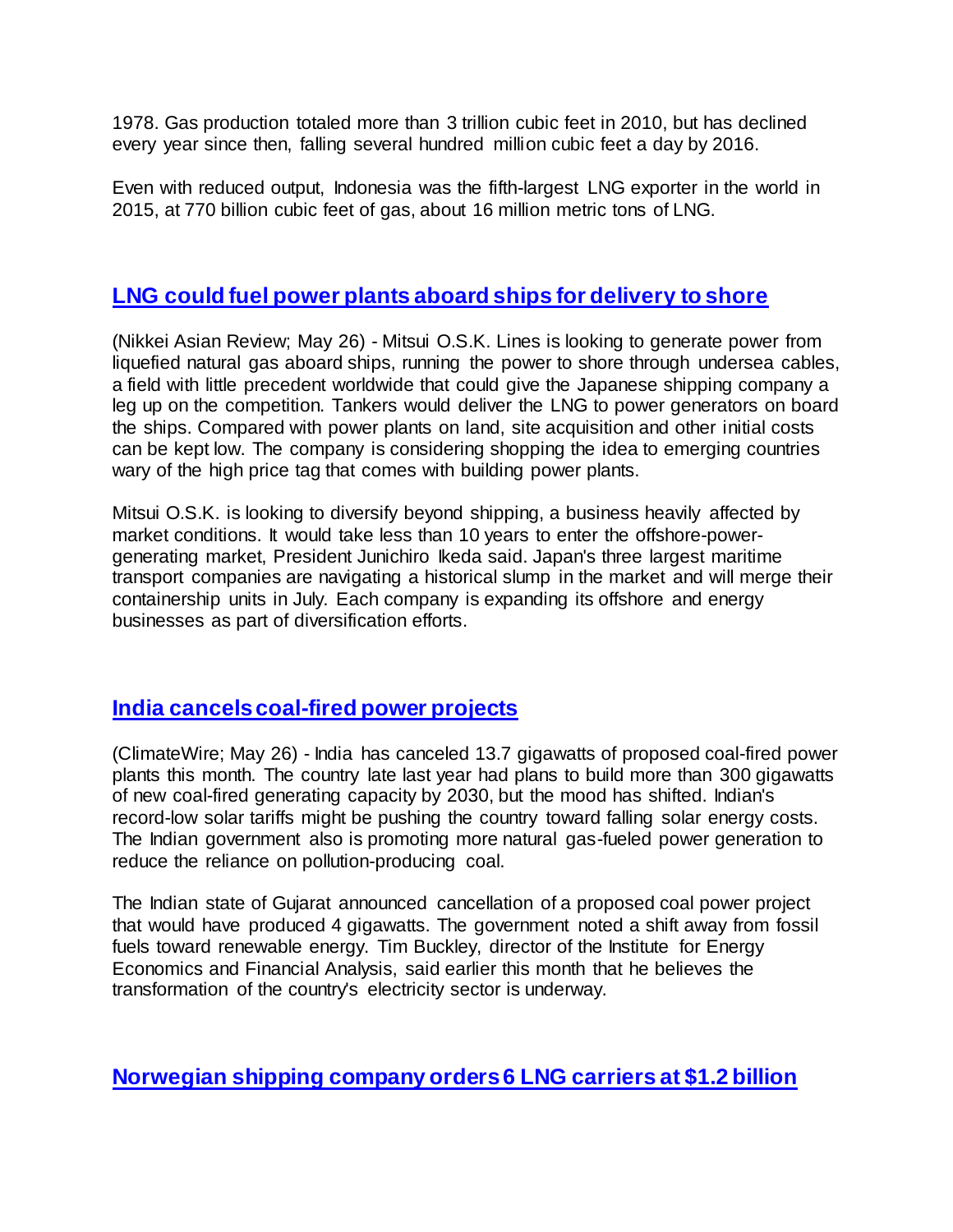1978. Gas production totaled more than 3 trillion cubic feet in 2010, but has declined every year since then, falling several hundred million cubic feet a day by 2016.

Even with reduced output, Indonesia was the fifth-largest LNG exporter in the world in 2015, at 770 billion cubic feet of gas, about 16 million metric tons of LNG.

## LNG could fuel power plants aboard ships for delivery to shore

(Nikkei Asian Review; May 26) - Mitsui O.S.K. Lines is looking to generate power from liquefied natural gas aboard ships, running the power to shore through undersea cables, a field with little precedent worldwide that could give the Japanese shipping company a leg up on the competition. Tankers would deliver the LNG to power generators on board the ships. Compared with power plants on land, site acquisition and other initial costs can be kept low. The company is considering shopping the idea to emerging countries wary of the high price tag that comes with building power plants.

Mitsui O.S.K. is looking to diversify beyond shipping, a business heavily affected by market conditions. It would take less than 10 years to enter the offshore-power-generating market, President Junichiro Ikeda said. Japan's three largest maritime transport companies are navigating a historical slump in the market and will merge their containership units in July. Each company is expanding its offshore and energy businesses as part of diversification efforts.

## India cancels coal-fired power projects

(ClimateWire; May 26) - India has canceled 13.7 gigawatts of proposed coal-fired power plants this month. The country late last year had plans to build more than 300 gigawatts of new coal-fired generating capacity by 2030, but the mood has shifted. Indian's record-low solar tariffs might be pushing the country toward falling solar energy costs. The Indian government also is promoting more natural gas-fueled power generation to reduce the reliance on pollution-producing coal.

The Indian state of Gujarat announced cancellation of a proposed coal power project that would have produced 4 gigawatts. The government noted a shift away from fossil fuels toward renewable energy. Tim Buckley, director of the Institute for Energy Economics and Financial Analysis, said earlier this month that he believes the transformation of the country's electricity sector is underway.

## Norwegian shipping company orders 6 LNG carriers at $1.2 billion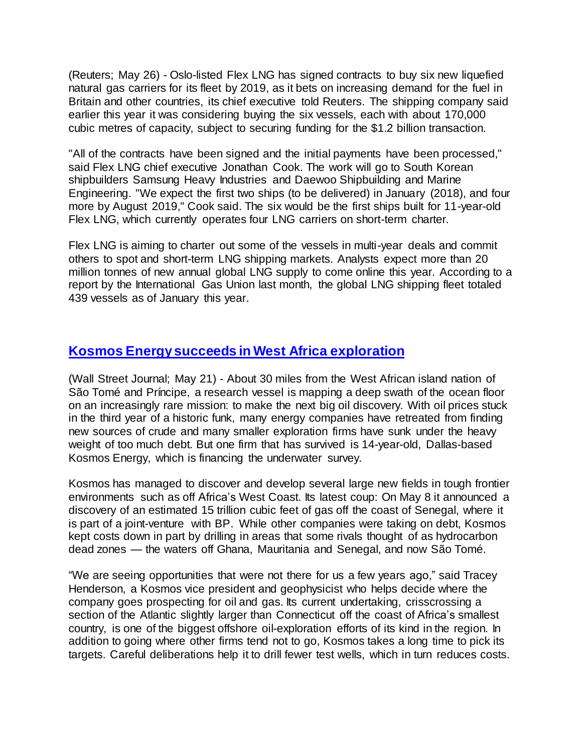(Reuters; May 26) - Oslo-listed Flex LNG has signed contracts to buy six new liquefied natural gas carriers for its fleet by 2019, as it bets on increasing demand for the fuel in Britain and other countries, its chief executive told Reuters. The shipping company said earlier this year it was considering buying the six vessels, each with about 170,000 cubic metres of capacity, subject to securing funding for the $1.2 billion transaction.

"All of the contracts have been signed and the initial payments have been processed," said Flex LNG chief executive Jonathan Cook. The work will go to South Korean shipbuilders Samsung Heavy Industries and Daewoo Shipbuilding and Marine Engineering. "We expect the first two ships (to be delivered) in January (2018), and four more by August 2019," Cook said. The six would be the first ships built for 11-year-old Flex LNG, which currently operates four LNG carriers on short-term charter.

Flex LNG is aiming to charter out some of the vessels in multi-year deals and commit others to spot and short-term LNG shipping markets. Analysts expect more than 20 million tonnes of new annual global LNG supply to come online this year. According to a report by the International Gas Union last month, the global LNG shipping fleet totaled 439 vessels as of January this year.

## Kosmos Energy succeeds in West Africa exploration

(Wall Street Journal; May 21) - About 30 miles from the West African island nation of São Tomé and Príncipe, a research vessel is mapping a deep swath of the ocean floor on an increasingly rare mission: to make the next big oil discovery. With oil prices stuck in the third year of a historic funk, many energy companies have retreated from finding new sources of crude and many smaller exploration firms have sunk under the heavy weight of too much debt. But one firm that has survived is 14-year-old, Dallas-based Kosmos Energy, which is financing the underwater survey.

Kosmos has managed to discover and develop several large new fields in tough frontier environments such as off Africa's West Coast. Its latest coup: On May 8 it announced a discovery of an estimated 15 trillion cubic feet of gas off the coast of Senegal, where it is part of a joint-venture with BP. While other companies were taking on debt, Kosmos kept costs down in part by drilling in areas that some rivals thought of as hydrocarbon dead zones — the waters off Ghana, Mauritania and Senegal, and now São Tomé.

"We are seeing opportunities that were not there for us a few years ago," said Tracey Henderson, a Kosmos vice president and geophysicist who helps decide where the company goes prospecting for oil and gas. Its current undertaking, crisscrossing a section of the Atlantic slightly larger than Connecticut off the coast of Africa's smallest country, is one of the biggest offshore oil-exploration efforts of its kind in the region. In addition to going where other firms tend not to go, Kosmos takes a long time to pick its targets. Careful deliberations help it to drill fewer test wells, which in turn reduces costs.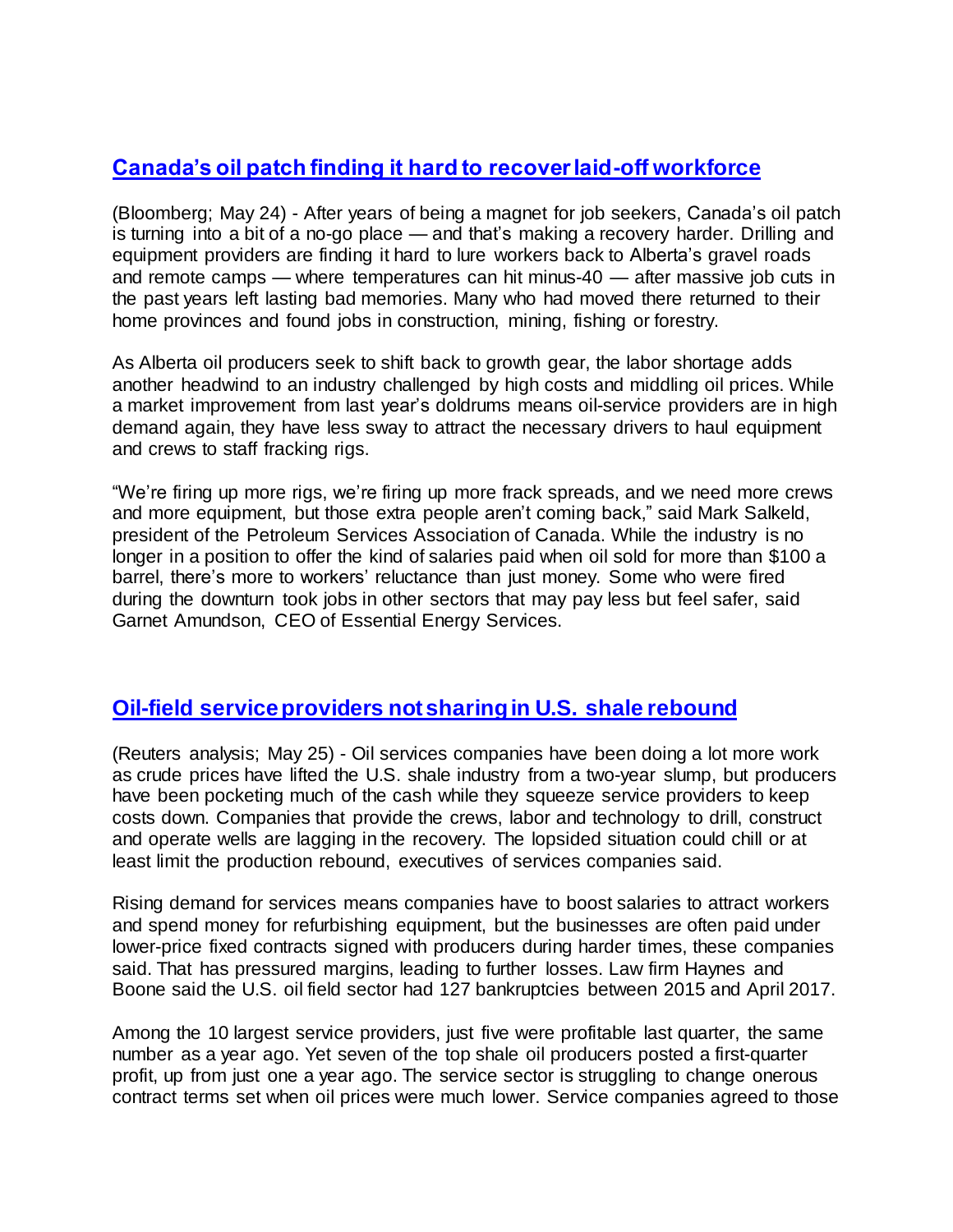## [Canada's oil patch finding it hard to recover laid-off workforce]

(Bloomberg; May 24) - After years of being a magnet for job seekers, Canada's oil patch is turning into a bit of a no-go place — and that's making a recovery harder. Drilling and equipment providers are finding it hard to lure workers back to Alberta's gravel roads and remote camps — where temperatures can hit minus-40 — after massive job cuts in the past years left lasting bad memories. Many who had moved there returned to their home provinces and found jobs in construction, mining, fishing or forestry.

As Alberta oil producers seek to shift back to growth gear, the labor shortage adds another headwind to an industry challenged by high costs and middling oil prices. While a market improvement from last year's doldrums means oil-service providers are in high demand again, they have less sway to attract the necessary drivers to haul equipment and crews to staff fracking rigs.

"We're firing up more rigs, we're firing up more frack spreads, and we need more crews and more equipment, but those extra people aren't coming back," said Mark Salkeld, president of the Petroleum Services Association of Canada. While the industry is no longer in a position to offer the kind of salaries paid when oil sold for more than $100 a barrel, there's more to workers' reluctance than just money. Some who were fired during the downturn took jobs in other sectors that may pay less but feel safer, said Garnet Amundson, CEO of Essential Energy Services.

## [Oil-field service providers not sharing in U.S. shale rebound]

(Reuters analysis; May 25) - Oil services companies have been doing a lot more work as crude prices have lifted the U.S. shale industry from a two-year slump, but producers have been pocketing much of the cash while they squeeze service providers to keep costs down. Companies that provide the crews, labor and technology to drill, construct and operate wells are lagging in the recovery. The lopsided situation could chill or at least limit the production rebound, executives of services companies said.

Rising demand for services means companies have to boost salaries to attract workers and spend money for refurbishing equipment, but the businesses are often paid under lower-price fixed contracts signed with producers during harder times, these companies said. That has pressured margins, leading to further losses. Law firm Haynes and Boone said the U.S. oil field sector had 127 bankruptcies between 2015 and April 2017.

Among the 10 largest service providers, just five were profitable last quarter, the same number as a year ago. Yet seven of the top shale oil producers posted a first-quarter profit, up from just one a year ago. The service sector is struggling to change onerous contract terms set when oil prices were much lower. Service companies agreed to those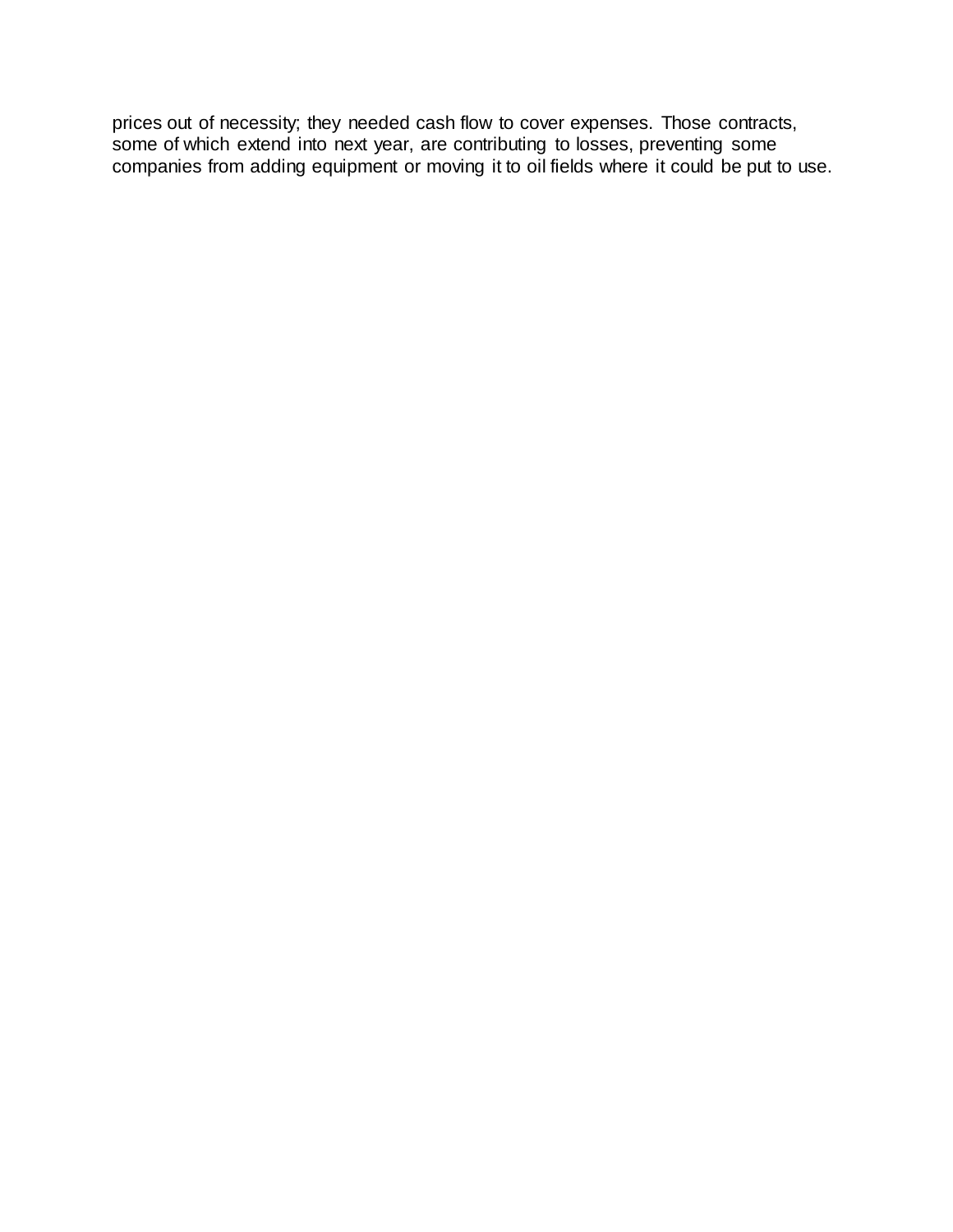prices out of necessity; they needed cash flow to cover expenses. Those contracts, some of which extend into next year, are contributing to losses, preventing some companies from adding equipment or moving it to oil fields where it could be put to use.